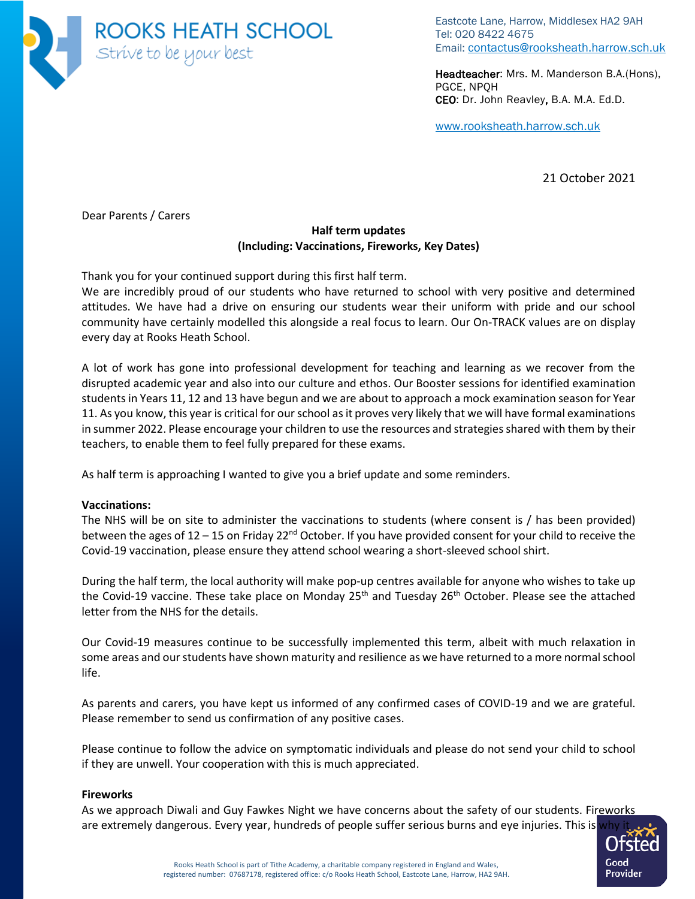# ROOKS HEATH SCHOOL
*Strive to be your best*

Eastcote Lane, Harrow, Middlesex HA2 9AH
Tel: 020 8422 4675
Email: contactus@rooksheath.harrow.sch.uk

**Headteacher**: Mrs. M. Manderson B.A.(Hons), PGCE, NPQH
**CEO**: Dr. John Reavley, B.A. M.A. Ed.D.

www.rooksheath.harrow.sch.uk

21 October 2021

Dear Parents / Carers

**Half term updates**
**(Including: Vaccinations, Fireworks, Key Dates)**

Thank you for your continued support during this first half term.
We are incredibly proud of our students who have returned to school with very positive and determined attitudes. We have had a drive on ensuring our students wear their uniform with pride and our school community have certainly modelled this alongside a real focus to learn. Our On-TRACK values are on display every day at Rooks Heath School.

A lot of work has gone into professional development for teaching and learning as we recover from the disrupted academic year and also into our culture and ethos. Our Booster sessions for identified examination students in Years 11, 12 and 13 have begun and we are about to approach a mock examination season for Year 11. As you know, this year is critical for our school as it proves very likely that we will have formal examinations in summer 2022. Please encourage your children to use the resources and strategies shared with them by their teachers, to enable them to feel fully prepared for these exams.

As half term is approaching I wanted to give you a brief update and some reminders.

**Vaccinations:**
The NHS will be on site to administer the vaccinations to students (where consent is / has been provided) between the ages of 12 – 15 on Friday 22nd October. If you have provided consent for your child to receive the Covid-19 vaccination, please ensure they attend school wearing a short-sleeved school shirt.

During the half term, the local authority will make pop-up centres available for anyone who wishes to take up the Covid-19 vaccine. These take place on Monday 25th and Tuesday 26th October. Please see the attached letter from the NHS for the details.

Our Covid-19 measures continue to be successfully implemented this term, albeit with much relaxation in some areas and our students have shown maturity and resilience as we have returned to a more normal school life.

As parents and carers, you have kept us informed of any confirmed cases of COVID-19 and we are grateful. Please remember to send us confirmation of any positive cases.

Please continue to follow the advice on symptomatic individuals and please do not send your child to school if they are unwell. Your cooperation with this is much appreciated.

**Fireworks**
As we approach Diwali and Guy Fawkes Night we have concerns about the safety of our students. Fireworks are extremely dangerous. Every year, hundreds of people suffer serious burns and eye injuries. This is why it

Rooks Heath School is part of Tithe Academy, a charitable company registered in England and Wales, registered number: 07687178, registered office: c/o Rooks Heath School, Eastcote Lane, Harrow, HA2 9AH.

Ofsted Good Provider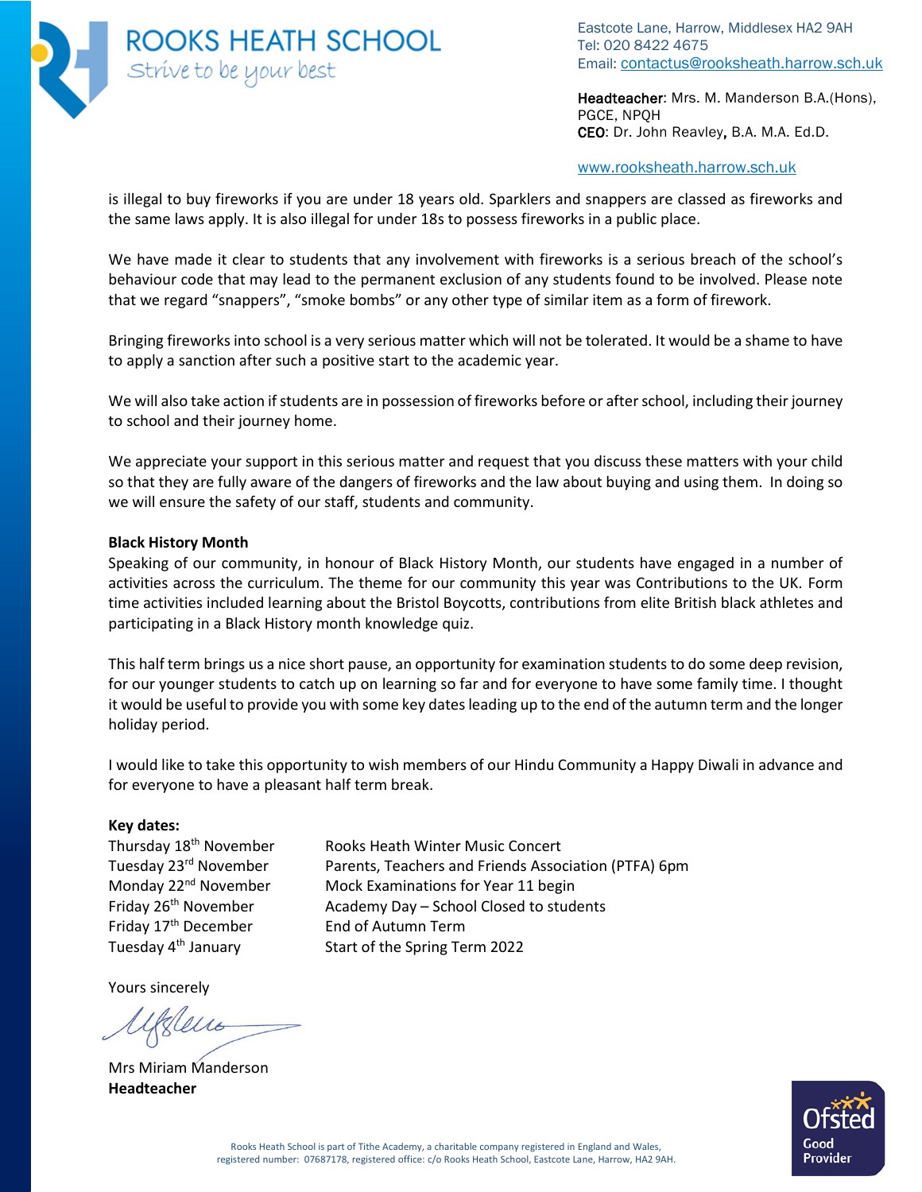is illegal to buy fireworks if you are under 18 years old. Sparklers and snappers are classed as fireworks and the same laws apply. It is also illegal for under 18s to possess fireworks in a public place.

We have made it clear to students that any involvement with fireworks is a serious breach of the school's behaviour code that may lead to the permanent exclusion of any students found to be involved. Please note that we regard "snappers", "smoke bombs" or any other type of similar item as a form of firework.

Bringing fireworks into school is a very serious matter which will not be tolerated. It would be a shame to have to apply a sanction after such a positive start to the academic year.

We will also take action if students are in possession of fireworks before or after school, including their journey to school and their journey home.

We appreciate your support in this serious matter and request that you discuss these matters with your child so that they are fully aware of the dangers of fireworks and the law about buying and using them. In doing so we will ensure the safety of our staff, students and community.

**Black History Month**

Speaking of our community, in honour of Black History Month, our students have engaged in a number of activities across the curriculum. The theme for our community this year was Contributions to the UK. Form time activities included learning about the Bristol Boycotts, contributions from elite British black athletes and participating in a Black History month knowledge quiz.

This half term brings us a nice short pause, an opportunity for examination students to do some deep revision, for our younger students to catch up on learning so far and for everyone to have some family time. I thought it would be useful to provide you with some key dates leading up to the end of the autumn term and the longer holiday period.

I would like to take this opportunity to wish members of our Hindu Community a Happy Diwali in advance and for everyone to have a pleasant half term break.

**Key dates:**

| | |
|---|---|
| Thursday 18th November | Rooks Heath Winter Music Concert |
| Tuesday 23rd November | Parents, Teachers and Friends Association (PTFA) 6pm |
| Monday 22nd November | Mock Examinations for Year 11 begin |
| Friday 26th November | Academy Day – School Closed to students |
| Friday 17th December | End of Autumn Term |
| Tuesday 4th January | Start of the Spring Term 2022 |

Yours sincerely

Mrs Miriam Manderson
**Headteacher**